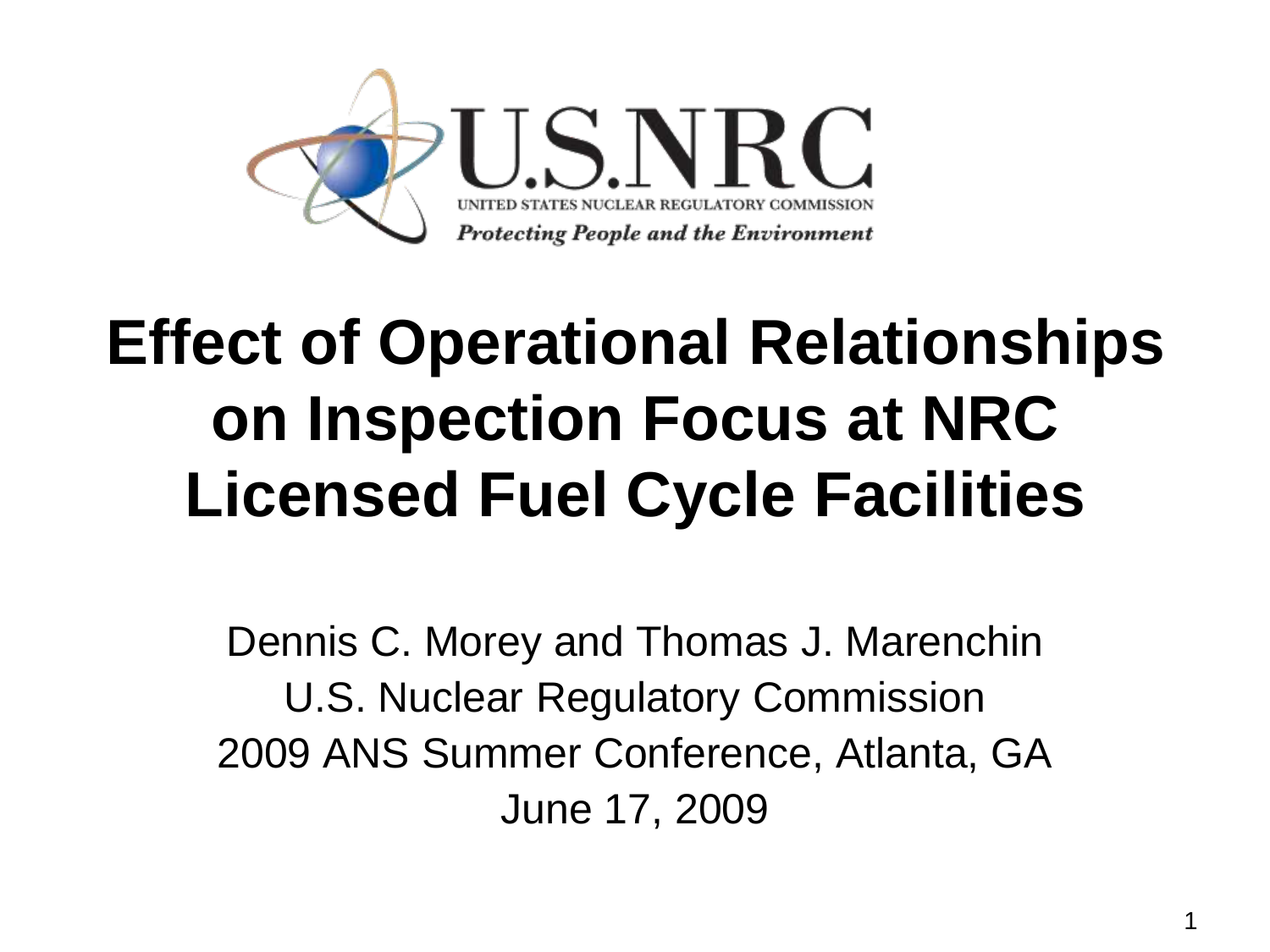U.S.NRC

UNITED STATES NUCLEAR REGULATORY COMMISSION

*Protecting People and the Environment*

# Effect of Operational Relationships on Inspection Focus at NRC Licensed Fuel Cycle Facilities

Dennis C. Morey and Thomas J. Marenchin
U.S. Nuclear Regulatory Commission
2009 ANS Summer Conference, Atlanta, GA
June 17, 2009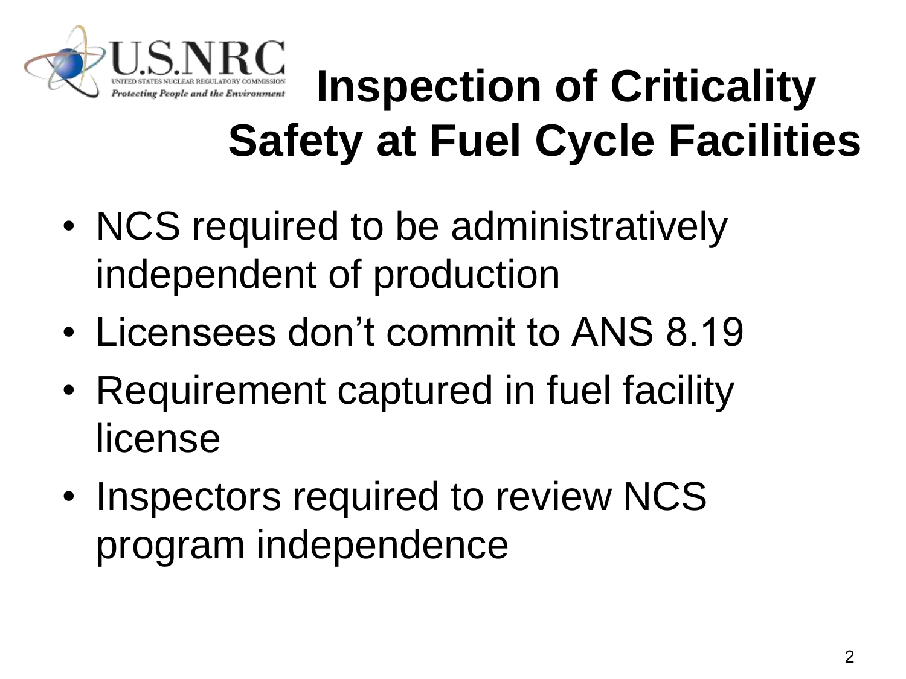# Inspection of Criticality Safety at Fuel Cycle Facilities

- NCS required to be administratively independent of production
- Licensees don't commit to ANS 8.19
- Requirement captured in fuel facility license
- Inspectors required to review NCS program independence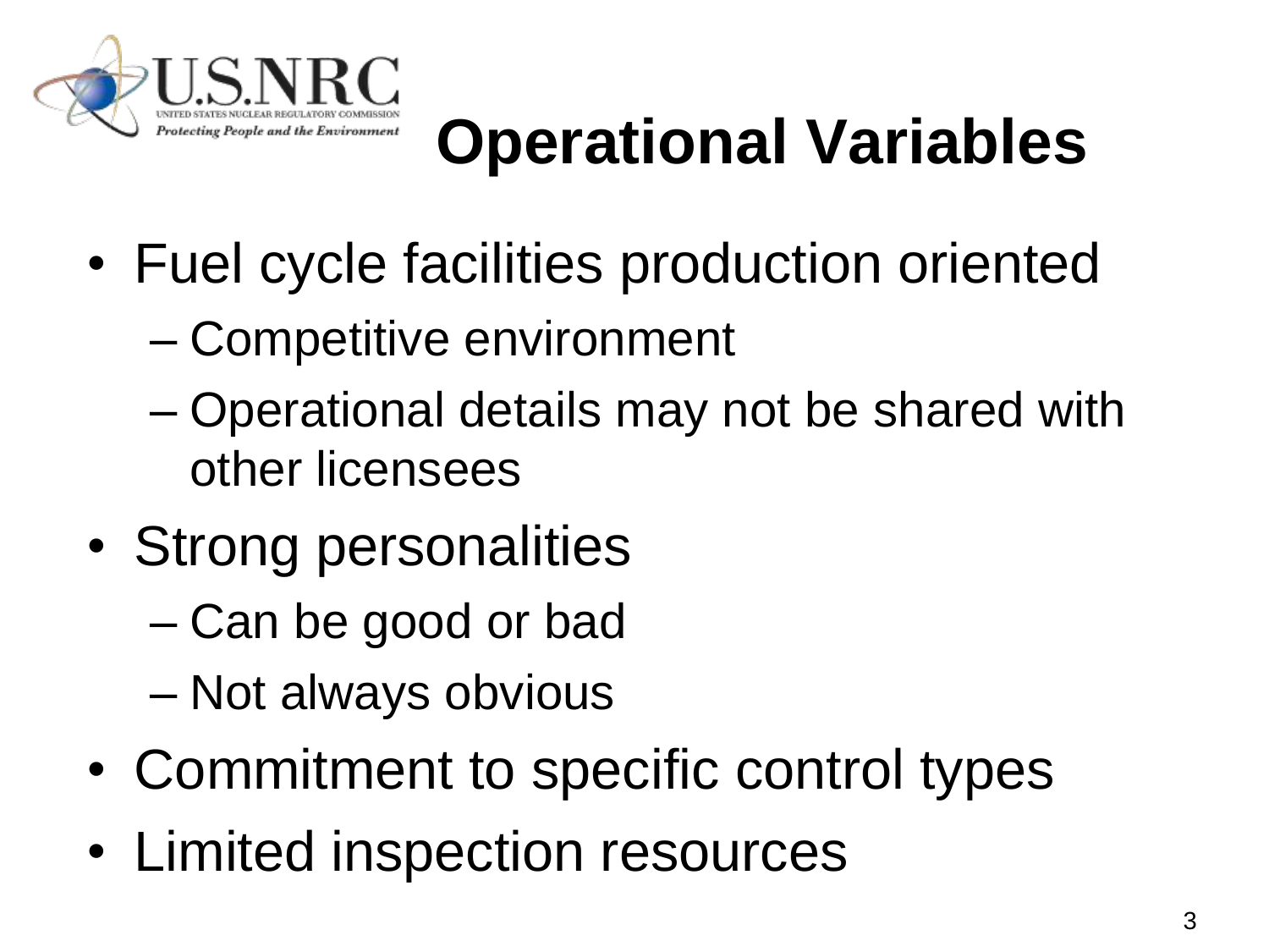# Operational Variables

- Fuel cycle facilities production oriented
  - Competitive environment
  - Operational details may not be shared with other licensees
- Strong personalities
  - Can be good or bad
  - Not always obvious
- Commitment to specific control types
- Limited inspection resources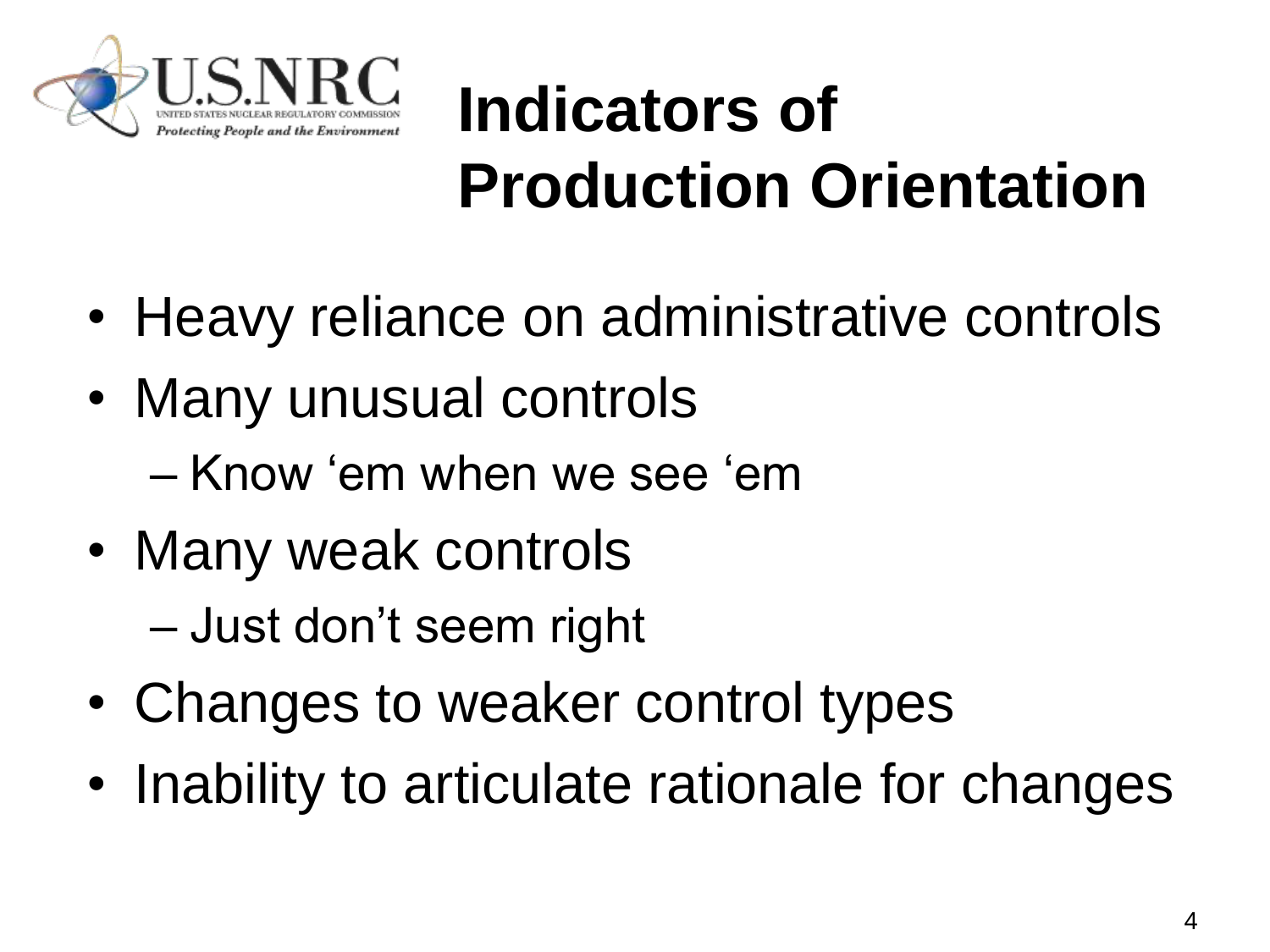# Indicators of Production Orientation

- Heavy reliance on administrative controls
- Many unusual controls
  - Know ‘em when we see ‘em
- Many weak controls
  - Just don’t seem right
- Changes to weaker control types
- Inability to articulate rationale for changes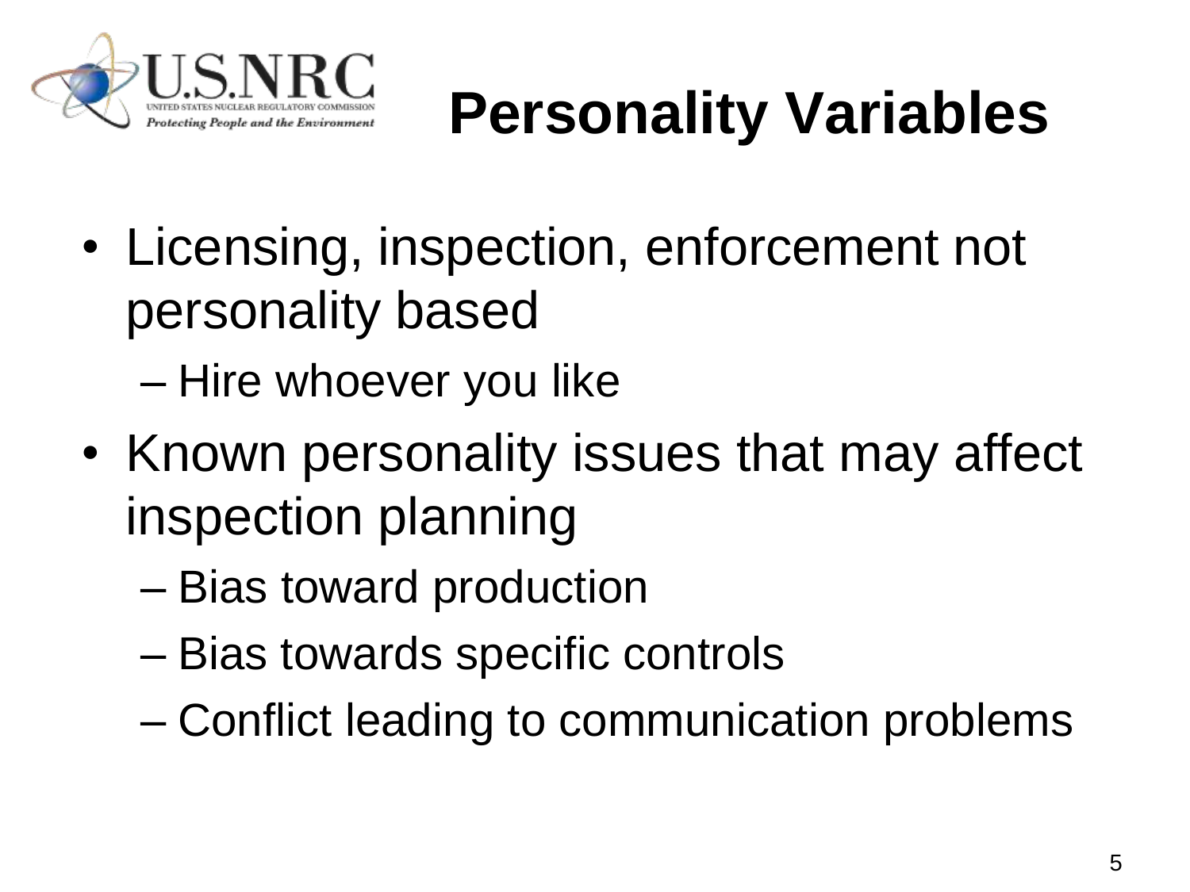# Personality Variables

- Licensing, inspection, enforcement not personality based
  - Hire whoever you like
- Known personality issues that may affect inspection planning
  - Bias toward production
  - Bias towards specific controls
  - Conflict leading to communication problems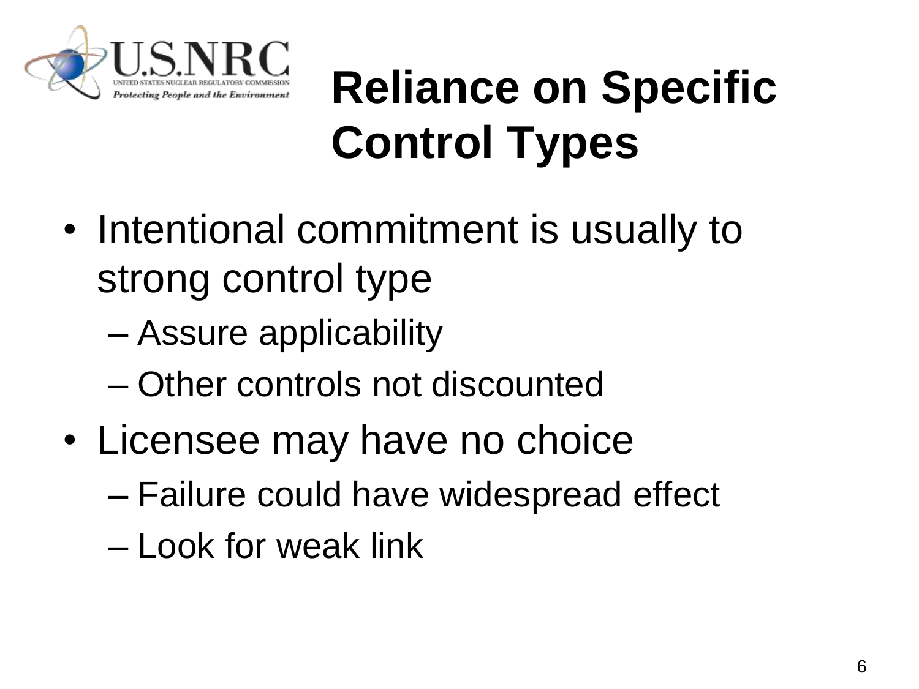# Reliance on Specific Control Types

- Intentional commitment is usually to strong control type
  - Assure applicability
  - Other controls not discounted
- Licensee may have no choice
  - Failure could have widespread effect
  - Look for weak link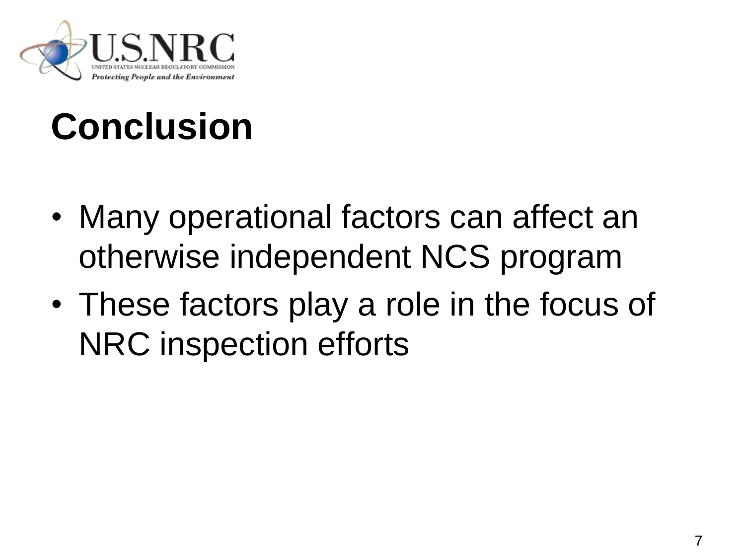# Conclusion

- Many operational factors can affect an otherwise independent NCS program
- These factors play a role in the focus of NRC inspection efforts